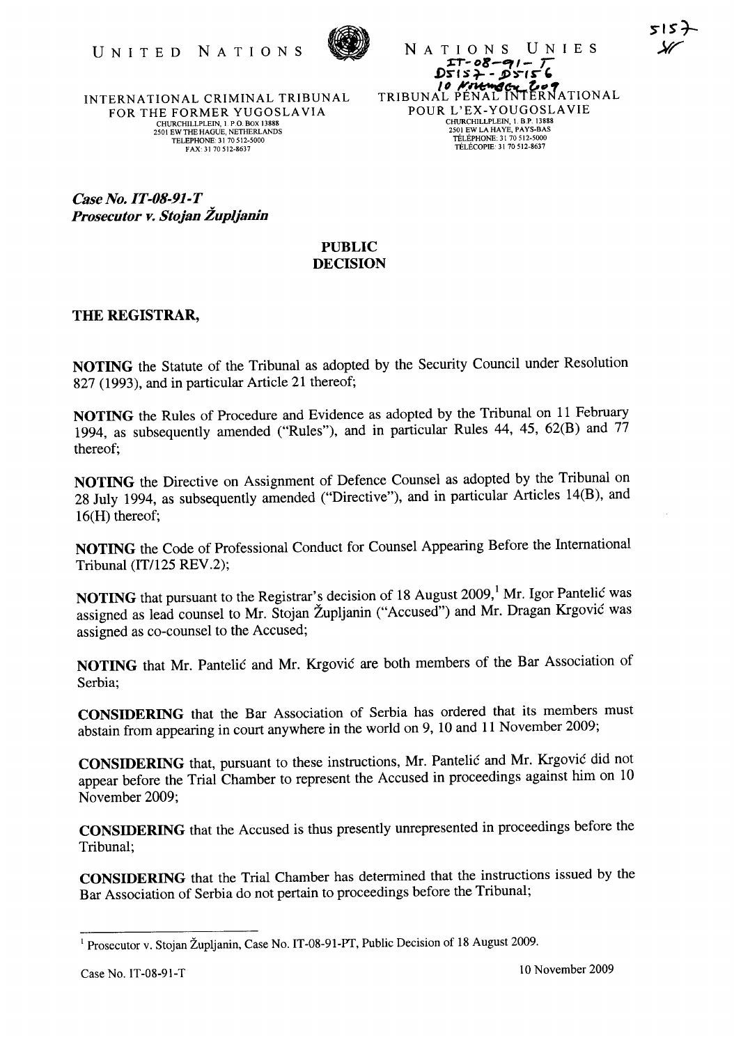UNITED NATIONS

NATIONS UNIES

IT-08-91-T
D5157 - D5156
10 November 2009

5157
MC

INTERNATIONAL CRIMINAL TRIBUNAL FOR THE FORMER YUGOSLAVIA
CHURCHILLPLEIN, 1 P.O. BOX 13888
2501 EW THE HAGUE, NETHERLANDS
TELEPHONE: 31 70 512-5000
FAX: 31 70 512-8637

TRIBUNAL PÉNAL INTERNATIONAL POUR L'EX-YOUGOSLAVIE
CHURCHILLPLEIN, 1. B.P. 13888
2501 EW LA HAYE, PAYS-BAS
TÉLÉPHONE: 31 70 512-5000
TÉLÉCOPIE: 31 70 512-8637

***Case No. IT-08-91-T***
***Prosecutor v. Stojan Župljanin***

**PUBLIC**
**DECISION**

**THE REGISTRAR,**

**NOTING** the Statute of the Tribunal as adopted by the Security Council under Resolution 827 (1993), and in particular Article 21 thereof;

**NOTING** the Rules of Procedure and Evidence as adopted by the Tribunal on 11 February 1994, as subsequently amended ("Rules"), and in particular Rules 44, 45, 62(B) and 77 thereof;

**NOTING** the Directive on Assignment of Defence Counsel as adopted by the Tribunal on 28 July 1994, as subsequently amended ("Directive"), and in particular Articles 14(B), and 16(H) thereof;

**NOTING** the Code of Professional Conduct for Counsel Appearing Before the International Tribunal (IT/125 REV.2);

**NOTING** that pursuant to the Registrar's decision of 18 August 2009,[1] Mr. Igor Pantelić was assigned as lead counsel to Mr. Stojan Župljanin ("Accused") and Mr. Dragan Krgović was assigned as co-counsel to the Accused;

**NOTING** that Mr. Pantelić and Mr. Krgović are both members of the Bar Association of Serbia;

**CONSIDERING** that the Bar Association of Serbia has ordered that its members must abstain from appearing in court anywhere in the world on 9, 10 and 11 November 2009;

**CONSIDERING** that, pursuant to these instructions, Mr. Pantelić and Mr. Krgović did not appear before the Trial Chamber to represent the Accused in proceedings against him on 10 November 2009;

**CONSIDERING** that the Accused is thus presently unrepresented in proceedings before the Tribunal;

**CONSIDERING** that the Trial Chamber has determined that the instructions issued by the Bar Association of Serbia do not pertain to proceedings before the Tribunal;

---

[1] Prosecutor v. Stojan Župljanin, Case No. IT-08-91-PT, Public Decision of 18 August 2009.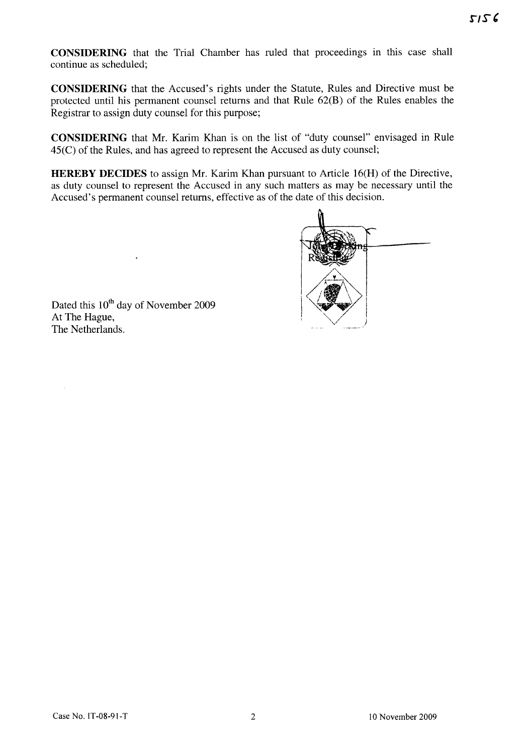**CONSIDERING** that the Trial Chamber has ruled that proceedings in this case shall continue as scheduled;

**CONSIDERING** that the Accused's rights under the Statute, Rules and Directive must be protected until his permanent counsel returns and that Rule 62(B) of the Rules enables the Registrar to assign duty counsel for this purpose;

**CONSIDERING** that Mr. Karim Khan is on the list of "duty counsel" envisaged in Rule 45(C) of the Rules, and has agreed to represent the Accused as duty counsel;

**HEREBY DECIDES** to assign Mr. Karim Khan pursuant to Article 16(H) of the Directive, as duty counsel to represent the Accused in any such matters as may be necessary until the Accused's permanent counsel returns, effective as of the date of this decision.

John Hocking
Registrar

Dated this 10th day of November 2009
At The Hague,
The Netherlands.